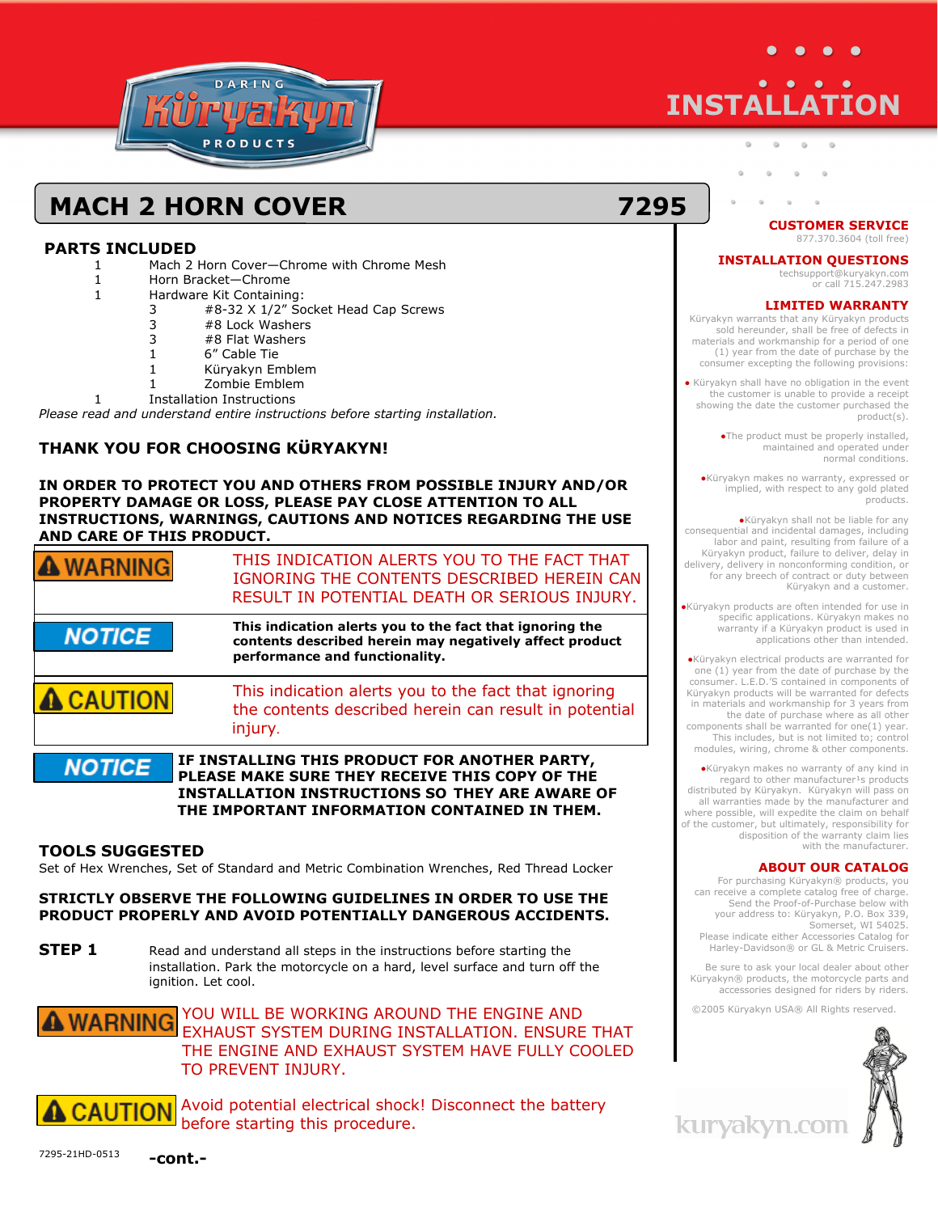# MACH 2 HORN COVER 7295

## PARTS INCLUDED

- 1 Mach 2 Horn Cover—Chrome with Chrome Mesh
- 1 Horn Bracket—Chrome
- 1 Hardware Kit Containing:
  - 3 #8-32 X 1/2" Socket Head Cap Screws
  - 3 #8 Lock Washers
  - 3 #8 Flat Washers
  - 1 6" Cable Tie
  - 1 Küryakyn Emblem
  - 1 Zombie Emblem
- 1 Installation Instructions

*Please read and understand entire instructions before starting installation.*

**THANK YOU FOR CHOOSING KÜRYAKYN!**

**IN ORDER TO PROTECT YOU AND OTHERS FROM POSSIBLE INJURY AND/OR PROPERTY DAMAGE OR LOSS, PLEASE PAY CLOSE ATTENTION TO ALL INSTRUCTIONS, WARNINGS, CAUTIONS AND NOTICES REGARDING THE USE AND CARE OF THIS PRODUCT.**

| | |
|---|---|
| ⚠ WARNING | THIS INDICATION ALERTS YOU TO THE FACT THAT IGNORING THE CONTENTS DESCRIBED HEREIN CAN RESULT IN POTENTIAL DEATH OR SERIOUS INJURY. |
| NOTICE | **This indication alerts you to the fact that ignoring the contents described herein may negatively affect product performance and functionality.** |
| ⚠ CAUTION | This indication alerts you to the fact that ignoring the contents described herein can result in potential injury. |

**NOTICE** **IF INSTALLING THIS PRODUCT FOR ANOTHER PARTY, PLEASE MAKE SURE THEY RECEIVE THIS COPY OF THE INSTALLATION INSTRUCTIONS SO THEY ARE AWARE OF THE IMPORTANT INFORMATION CONTAINED IN THEM.**

## TOOLS SUGGESTED

Set of Hex Wrenches, Set of Standard and Metric Combination Wrenches, Red Thread Locker

**STRICTLY OBSERVE THE FOLLOWING GUIDELINES IN ORDER TO USE THE PRODUCT PROPERLY AND AVOID POTENTIALLY DANGEROUS ACCIDENTS.**

**STEP 1** Read and understand all steps in the instructions before starting the installation. Park the motorcycle on a hard, level surface and turn off the ignition. Let cool.

**⚠ WARNING** YOU WILL BE WORKING AROUND THE ENGINE AND EXHAUST SYSTEM DURING INSTALLATION. ENSURE THAT THE ENGINE AND EXHAUST SYSTEM HAVE FULLY COOLED TO PREVENT INJURY.

**⚠ CAUTION** Avoid potential electrical shock! Disconnect the battery before starting this procedure.

7295-21HD-0513

**-cont.-**

**CUSTOMER SERVICE**
877.370.3604 (toll free)

**INSTALLATION QUESTIONS**
techsupport@kuryakyn.com
or call 715.247.2983

**LIMITED WARRANTY**

Küryakyn warrants that any Küryakyn products sold hereunder, shall be free of defects in materials and workmanship for a period of one (1) year from the date of purchase by the consumer excepting the following provisions:

- Küryakyn shall have no obligation in the event the customer is unable to provide a receipt showing the date the customer purchased the product(s).
- The product must be properly installed, maintained and operated under normal conditions.
- Küryakyn makes no warranty, expressed or implied, with respect to any gold plated products.
- Küryakyn shall not be liable for any consequential and incidental damages, including labor and paint, resulting from failure of a Küryakyn product, failure to deliver, delay in delivery, delivery in nonconforming condition, or for any breech of contract or duty between Küryakyn and a customer.
- Küryakyn products are often intended for use in specific applications. Küryakyn makes no warranty if a Küryakyn product is used in applications other than intended.
- Küryakyn electrical products are warranted for one (1) year from the date of purchase by the consumer. L.E.D.'S contained in components of Küryakyn products will be warranted for defects in materials and workmanship for 3 years from the date of purchase where as all other components shall be warranted for one(1) year. This includes, but is not limited to; control modules, wiring, chrome & other components.
- Küryakyn makes no warranty of any kind in regard to other manufacturer's products distributed by Küryakyn. Küryakyn will pass on all warranties made by the manufacturer and where possible, will expedite the claim on behalf of the customer, but ultimately, responsibility for disposition of the warranty claim lies with the manufacturer.

**ABOUT OUR CATALOG**

For purchasing Küryakyn® products, you can receive a complete catalog free of charge. Send the Proof-of-Purchase below with your address to: Küryakyn, P.O. Box 339, Somerset, WI 54025. Please indicate either Accessories Catalog for Harley-Davidson® or GL & Metric Cruisers.

Be sure to ask your local dealer about other Küryakyn® products, the motorcycle parts and accessories designed for riders by riders.

©2005 Küryakyn USA® All Rights reserved.

kuryakyn.com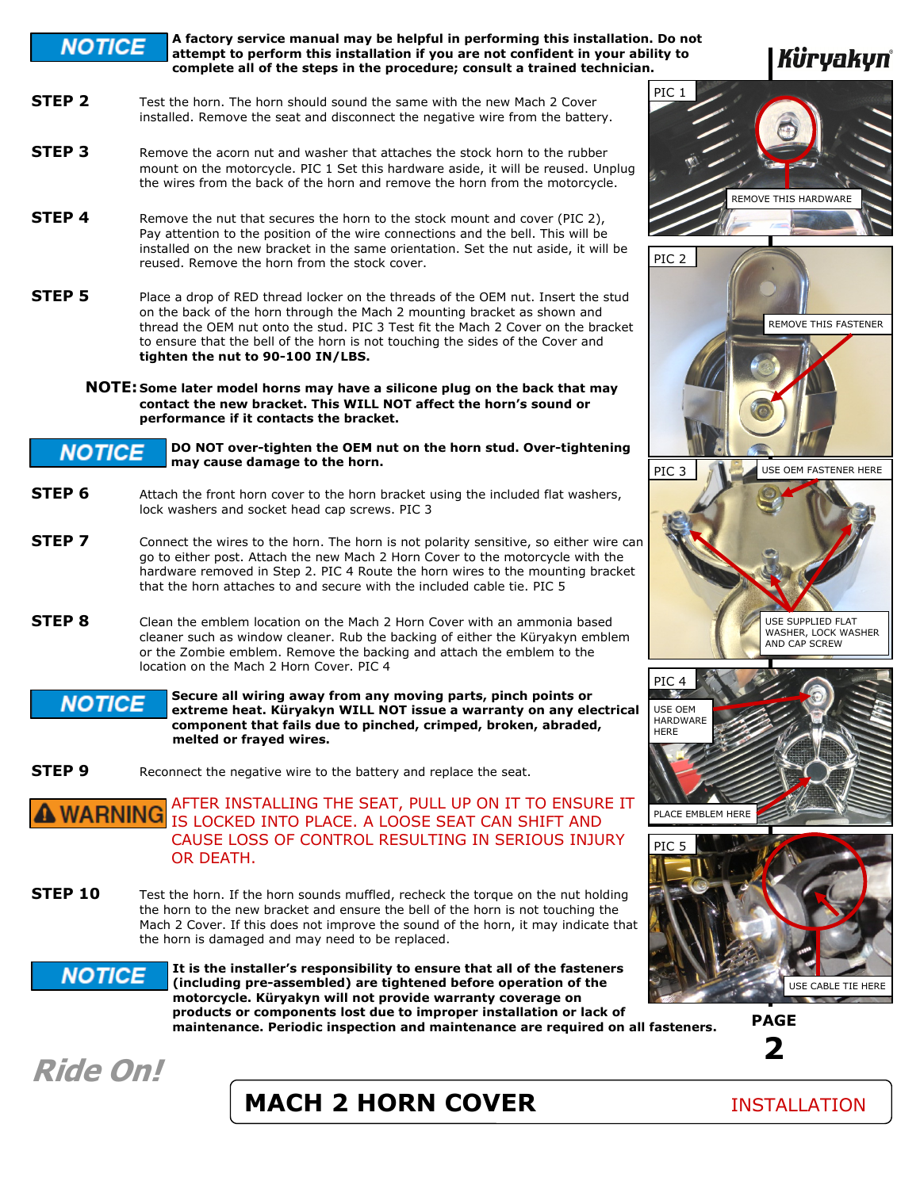**NOTICE** **A factory service manual may be helpful in performing this installation. Do not attempt to perform this installation if you are not confident in your ability to complete all of the steps in the procedure; consult a trained technician.**

**STEP 2** Test the horn. The horn should sound the same with the new Mach 2 Cover installed. Remove the seat and disconnect the negative wire from the battery.

**STEP 3** Remove the acorn nut and washer that attaches the stock horn to the rubber mount on the motorcycle. PIC 1 Set this hardware aside, it will be reused. Unplug the wires from the back of the horn and remove the horn from the motorcycle.

**STEP 4** Remove the nut that secures the horn to the stock mount and cover (PIC 2), Pay attention to the position of the wire connections and the bell. This will be installed on the new bracket in the same orientation. Set the nut aside, it will be reused. Remove the horn from the stock cover.

**STEP 5** Place a drop of RED thread locker on the threads of the OEM nut. Insert the stud on the back of the horn through the Mach 2 mounting bracket as shown and thread the OEM nut onto the stud. PIC 3 Test fit the Mach 2 Cover on the bracket to ensure that the bell of the horn is not touching the sides of the Cover and **tighten the nut to 90-100 IN/LBS.**

**NOTE: Some later model horns may have a silicone plug on the back that may contact the new bracket. This WILL NOT affect the horn's sound or performance if it contacts the bracket.**

**NOTICE** **DO NOT over-tighten the OEM nut on the horn stud. Over-tightening may cause damage to the horn.**

**STEP 6** Attach the front horn cover to the horn bracket using the included flat washers, lock washers and socket head cap screws. PIC 3

**STEP 7** Connect the wires to the horn. The horn is not polarity sensitive, so either wire can go to either post. Attach the new Mach 2 Horn Cover to the motorcycle with the hardware removed in Step 2. PIC 4 Route the horn wires to the mounting bracket that the horn attaches to and secure with the included cable tie. PIC 5

**STEP 8** Clean the emblem location on the Mach 2 Horn Cover with an ammonia based cleaner such as window cleaner. Rub the backing of either the Küryakyn emblem or the Zombie emblem. Remove the backing and attach the emblem to the location on the Mach 2 Horn Cover. PIC 4

**NOTICE** **Secure all wiring away from any moving parts, pinch points or extreme heat. Küryakyn WILL NOT issue a warranty on any electrical component that fails due to pinched, crimped, broken, abraded, melted or frayed wires.**

**STEP 9** Reconnect the negative wire to the battery and replace the seat.

**WARNING** AFTER INSTALLING THE SEAT, PULL UP ON IT TO ENSURE IT IS LOCKED INTO PLACE. A LOOSE SEAT CAN SHIFT AND CAUSE LOSS OF CONTROL RESULTING IN SERIOUS INJURY OR DEATH.

**STEP 10** Test the horn. If the horn sounds muffled, recheck the torque on the nut holding the horn to the new bracket and ensure the bell of the horn is not touching the Mach 2 Cover. If this does not improve the sound of the horn, it may indicate that the horn is damaged and may need to be replaced.

**NOTICE** **It is the installer's responsibility to ensure that all of the fasteners (including pre-assembled) are tightened before operation of the motorcycle. Küryakyn will not provide warranty coverage on products or components lost due to improper installation or lack of maintenance. Periodic inspection and maintenance are required on all fasteners.**

PIC 1 — REMOVE THIS HARDWARE

PIC 2 — REMOVE THIS FASTENER

PIC 3 — USE OEM FASTENER HERE; USE SUPPLIED FLAT WASHER, LOCK WASHER AND CAP SCREW

PIC 4 — USE OEM HARDWARE HERE; PLACE EMBLEM HERE

PIC 5 — USE CABLE TIE HERE

*Ride On!*

## MACH 2 HORN COVER — INSTALLATION